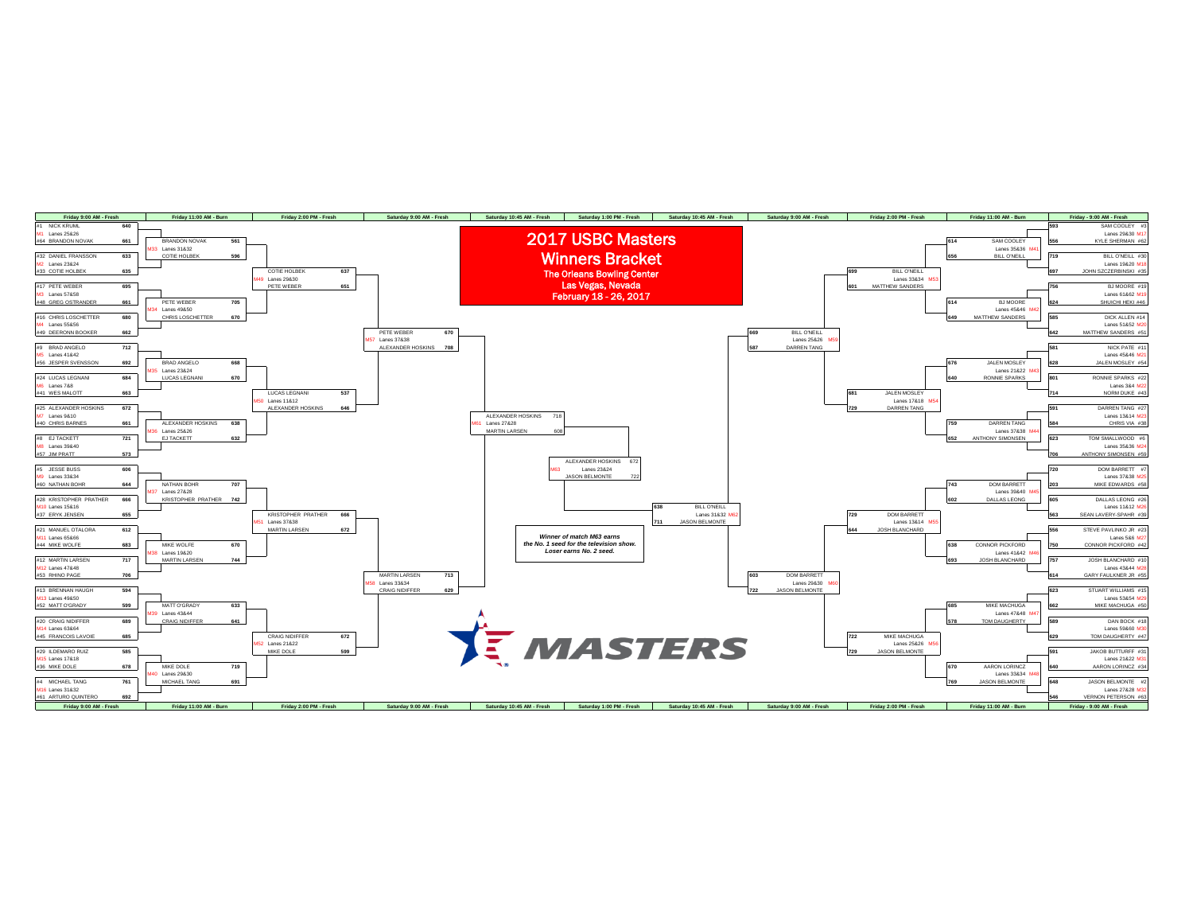# 2017 USBC Masters

## Winners Bracket

**The Orleans Bowling Center**
**Las Vegas, Nevada**
**February 18 - 26, 2017**

### Friday 9:00 AM - Fresh

| Match | Lanes | Bowler | Score | Bowler | Score |
|---|---|---|---|---|---|
| M1 | Lanes 25&26 | #1 NICK KRUML | 640 | #64 BRANDON NOVAK | 661 |
| M2 | Lanes 23&24 | #32 DANIEL FRANSSON | 633 | #33 COTIE HOLBEK | 635 |
| M3 | Lanes 57&58 | #17 PETE WEBER | 695 | #48 GREG OSTRANDER | 661 |
| M4 | Lanes 55&56 | #16 CHRIS LOSCHETTER | 680 | #49 DEERONN BOOKER | 662 |
| M5 | Lanes 41&42 | #9 BRAD ANGELO | 712 | #56 JESPER SVENSSON | 692 |
| M6 | Lanes 7&8 | #24 LUCAS LEGNANI | 684 | #41 WES MALOTT | 663 |
| M7 | Lanes 9&10 | #25 ALEXANDER HOSKINS | 672 | #40 CHRIS BARNES | 661 |
| M8 | Lanes 39&40 | #8 EJ TACKETT | 721 | #57 JIM PRATT | 573 |
| M9 | Lanes 33&34 | #5 JESSE BUSS | 606 | #60 NATHAN BOHR | 644 |
| M10 | Lanes 15&16 | #28 KRISTOPHER PRATHER | 666 | #37 ERYK JENSEN | 655 |
| M11 | Lanes 65&66 | #21 MANUEL OTALORA | 612 | #44 MIKE WOLFE | 683 |
| M12 | Lanes 47&48 | #12 MARTIN LARSEN | 717 | #53 RHINO PAGE | 706 |
| M13 | Lanes 49&50 | #13 BRENNAN HAUGH | 594 | #52 MATT O'GRADY | 599 |
| M14 | Lanes 63&64 | #20 CRAIG NIDIFFER | 689 | #45 FRANCOIS LAVOIE | 685 |
| M15 | Lanes 17&18 | #29 ILDEMARO RUIZ | 585 | #36 MIKE DOLE | 678 |
| M16 | Lanes 31&32 | #4 MICHAEL TANG | 761 | #61 ARTURO QUINTERO | 692 |
| M17 | Lanes 29&30 | SAM COOLEY #3 | 593 | KYLE SHERMAN #62 | 556 |
| M18 | Lanes 19&20 | BILL O'NEILL #30 | 719 | JOHN SZCZERBINSKI #35 | 697 |
| M19 | Lanes 61&62 | BJ MOORE #19 | 756 | SHUICHI HEKI #46 | 624 |
| M20 | Lanes 51&52 | DICK ALLEN #14 | 585 | MATTHEW SANDERS #51 | 642 |
| M21 | Lanes 45&46 | NICK PATE #11 | 581 | JALEN MOSLEY #54 | 628 |
| M22 | Lanes 3&4 | RONNIE SPARKS #22 | 801 | NORM DUKE #43 | 714 |
| M23 | Lanes 13&14 | DARREN TANG #27 | 591 | CHRIS VIA #38 | 584 |
| M24 | Lanes 35&36 | TOM SMALLWOOD #6 | 623 | ANTHONY SIMONSEN #59 | 706 |
| M25 | Lanes 37&38 | DOM BARRETT #7 | 720 | MIKE EDWARDS #58 | 203 |
| M26 | Lanes 11&12 | DALLAS LEONG #26 | 605 | SEAN LAVERY-SPAHR #39 | 563 |
| M27 | Lanes 5&6 | STEVE PAVLINKO JR #23 | 556 | CONNOR PICKFORD #42 | 750 |
| M28 | Lanes 43&44 | JOSH BLANCHARD #10 | 757 | GARY FAULKNER JR #55 | 614 |
| M29 | Lanes 53&54 | STUART WILLIAMS #15 | 623 | MIKE MACHUGA #50 | 662 |
| M30 | Lanes 59&60 | DAN BOCK #18 | 589 | TOM DAUGHERTY #47 | 629 |
| M31 | Lanes 21&22 | JAKOB BUTTURFF #31 | 591 | AARON LORINCZ #34 | 640 |
| M32 | Lanes 27&28 | JASON BELMONTE #2 | 648 | VERNON PETERSON #63 | 546 |

### Friday 11:00 AM - Burn

| Match | Lanes | Bowler | Score | Bowler | Score |
|---|---|---|---|---|---|
| M33 | Lanes 31&32 | BRANDON NOVAK | 561 | COTIE HOLBEK | 596 |
| M34 | Lanes 49&50 | PETE WEBER | 705 | CHRIS LOSCHETTER | 670 |
| M35 | Lanes 23&24 | BRAD ANGELO | 668 | LUCAS LEGNANI | 670 |
| M36 | Lanes 25&26 | ALEXANDER HOSKINS | 638 | EJ TACKETT | 632 |
| M37 | Lanes 27&28 | NATHAN BOHR | 707 | KRISTOPHER PRATHER | 742 |
| M38 | Lanes 19&20 | MIKE WOLFE | 670 | MARTIN LARSEN | 744 |
| M39 | Lanes 43&44 | MATT O'GRADY | 633 | CRAIG NIDIFFER | 641 |
| M40 | Lanes 29&30 | MIKE DOLE | 719 | MICHAEL TANG | 691 |
| M41 | Lanes 35&36 | SAM COOLEY | 614 | BILL O'NEILL | 656 |
| M42 | Lanes 45&46 | BJ MOORE | 614 | MATTHEW SANDERS | 649 |
| M43 | Lanes 21&22 | JALEN MOSLEY | 676 | RONNIE SPARKS | 640 |
| M44 | Lanes 37&38 | DARREN TANG | 759 | ANTHONY SIMONSEN | 652 |
| M45 | Lanes 39&40 | DOM BARRETT | 743 | DALLAS LEONG | 602 |
| M46 | Lanes 41&42 | CONNOR PICKFORD | 638 | JOSH BLANCHARD | 693 |
| M47 | Lanes 47&48 | MIKE MACHUGA | 685 | TOM DAUGHERTY | 578 |
| M48 | Lanes 33&34 | AARON LORINCZ | 670 | JASON BELMONTE | 769 |

### Friday 2:00 PM - Fresh

| Match | Lanes | Bowler | Score | Bowler | Score |
|---|---|---|---|---|---|
| M49 | Lanes 29&30 | COTIE HOLBEK | 637 | PETE WEBER | 651 |
| M50 | Lanes 11&12 | LUCAS LEGNANI | 537 | ALEXANDER HOSKINS | 646 |
| M51 | Lanes 37&38 | KRISTOPHER PRATHER | 666 | MARTIN LARSEN | 672 |
| M52 | Lanes 21&22 | CRAIG NIDIFFER | 672 | MIKE DOLE | 599 |
| M53 | Lanes 33&34 | BILL O'NEILL | 699 | MATTHEW SANDERS | 601 |
| M54 | Lanes 17&18 | JALEN MOSLEY | 681 | DARREN TANG | 729 |
| M55 | Lanes 13&14 | DOM BARRETT | 729 | JOSH BLANCHARD | 644 |
| M56 | Lanes 25&26 | MIKE MACHUGA | 722 | JASON BELMONTE | 729 |

### Saturday 9:00 AM - Fresh

| Match | Lanes | Bowler | Score | Bowler | Score |
|---|---|---|---|---|---|
| M57 | Lanes 37&38 | PETE WEBER | 670 | ALEXANDER HOSKINS | 708 |
| M58 | Lanes 33&34 | MARTIN LARSEN | 713 | CRAIG NIDIFFER | 629 |
| M59 | Lanes 25&26 | BILL O'NEILL | 669 | DARREN TANG | 587 |
| M60 | Lanes 29&30 | DOM BARRETT | 603 | JASON BELMONTE | 722 |

### Saturday 10:45 AM - Fresh

| Match | Lanes | Bowler | Score | Bowler | Score |
|---|---|---|---|---|---|
| M61 | Lanes 27&28 | ALEXANDER HOSKINS | 718 | MARTIN LARSEN | 608 |
| M62 | Lanes 31&32 | BILL O'NEILL | 638 | JASON BELMONTE | 711 |

### Saturday 1:00 PM - Fresh

| Match | Lanes | Bowler | Score | Bowler | Score |
|---|---|---|---|---|---|
| M63 | Lanes 23&24 | ALEXANDER HOSKINS | 672 | JASON BELMONTE | 722 |

*Winner of match M63 earns the No. 1 seed for the television show. Loser earns No. 2 seed.*

MASTERS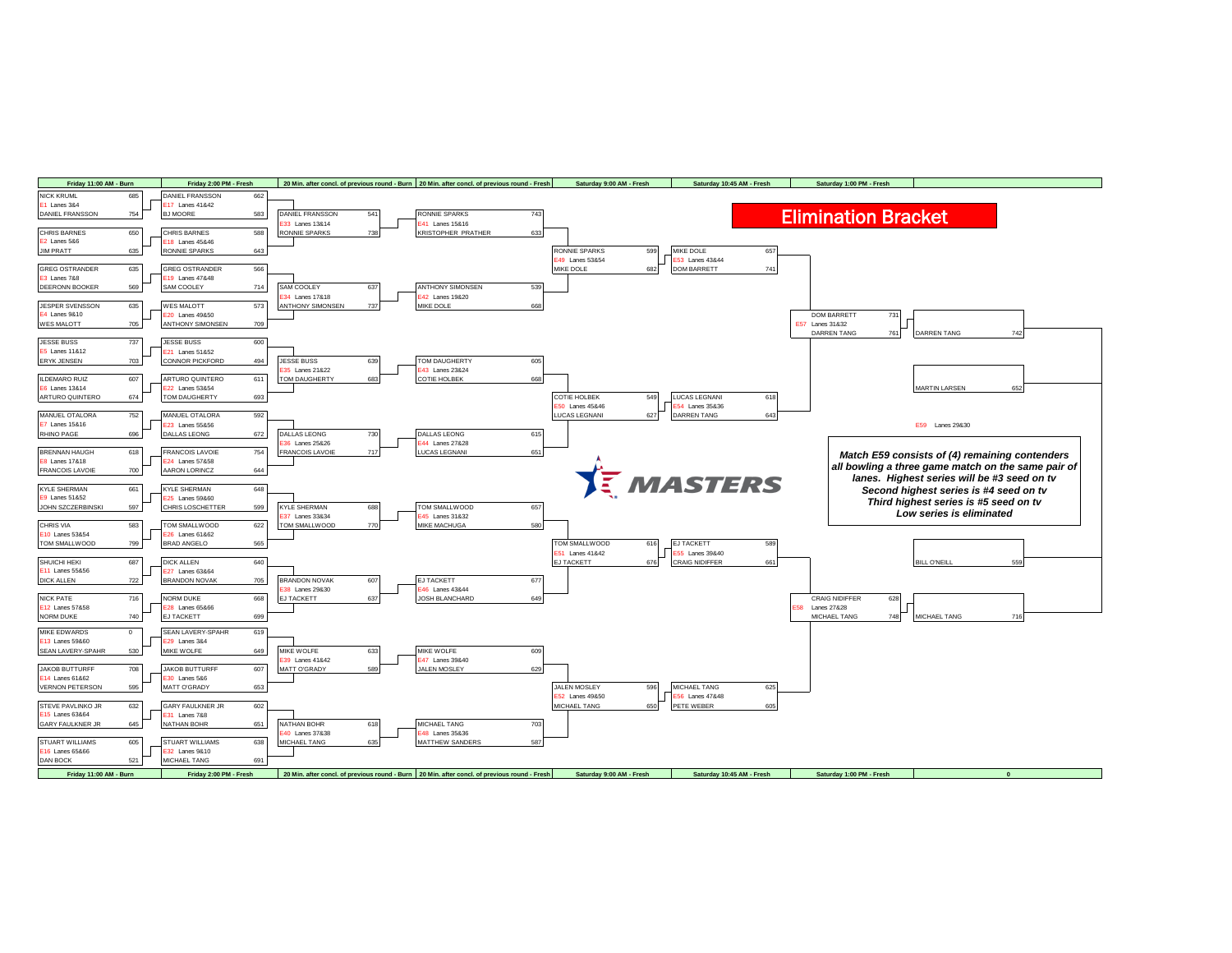# Elimination Bracket

## Friday 11:00 AM - Burn

| Match | Lanes | Bowler | Score | Bowler | Score |
|---|---|---|---|---|---|
| E1 | Lanes 3&4 | NICK KRUML | 685 | DANIEL FRANSSON | 754 |
| E2 | Lanes 5&6 | CHRIS BARNES | 650 | JIM PRATT | 635 |
| E3 | Lanes 7&8 | GREG OSTRANDER | 635 | DEERONN BOOKER | 569 |
| E4 | Lanes 9&10 | JESPER SVENSSON | 635 | WES MALOTT | 705 |
| E5 | Lanes 11&12 | JESSE BUSS | 737 | ERYK JENSEN | 703 |
| E6 | Lanes 13&14 | ILDEMARO RUIZ | 607 | ARTURO QUINTERO | 674 |
| E7 | Lanes 15&16 | MANUEL OTALORA | 752 | RHINO PAGE | 696 |
| E8 | Lanes 17&18 | BRENNAN HAUGH | 618 | FRANCOIS LAVOIE | 700 |
| E9 | Lanes 51&52 | KYLE SHERMAN | 661 | JOHN SZCZERBINSKI | 597 |
| E10 | Lanes 53&54 | CHRIS VIA | 583 | TOM SMALLWOOD | 799 |
| E11 | Lanes 55&56 | SHUICHI HEKI | 687 | DICK ALLEN | 722 |
| E12 | Lanes 57&58 | NICK PATE | 716 | NORM DUKE | 740 |
| E13 | Lanes 59&60 | MIKE EDWARDS | 0 | SEAN LAVERY-SPAHR | 530 |
| E14 | Lanes 61&62 | JAKOB BUTTURFF | 708 | VERNON PETERSON | 595 |
| E15 | Lanes 63&64 | STEVE PAVLINKO JR | 632 | GARY FAULKNER JR | 645 |
| E16 | Lanes 65&66 | STUART WILLIAMS | 605 | DAN BOCK | 521 |

## Friday 2:00 PM - Fresh

| Match | Lanes | Bowler | Score | Bowler | Score |
|---|---|---|---|---|---|
| E17 | Lanes 41&42 | DANIEL FRANSSON | 662 | BJ MOORE | 583 |
| E18 | Lanes 45&46 | CHRIS BARNES | 588 | RONNIE SPARKS | 643 |
| E19 | Lanes 47&48 | GREG OSTRANDER | 566 | SAM COOLEY | 714 |
| E20 | Lanes 49&50 | WES MALOTT | 573 | ANTHONY SIMONSEN | 709 |
| E21 | Lanes 51&52 | JESSE BUSS | 600 | CONNOR PICKFORD | 494 |
| E22 | Lanes 53&54 | ARTURO QUINTERO | 611 | TOM DAUGHERTY | 693 |
| E23 | Lanes 55&56 | MANUEL OTALORA | 592 | DALLAS LEONG | 672 |
| E24 | Lanes 57&58 | FRANCOIS LAVOIE | 754 | AARON LORINCZ | 644 |
| E25 | Lanes 59&60 | KYLE SHERMAN | 648 | CHRIS LOSCHETTER | 599 |
| E26 | Lanes 61&62 | TOM SMALLWOOD | 622 | BRAD ANGELO | 565 |
| E27 | Lanes 63&64 | DICK ALLEN | 640 | BRANDON NOVAK | 705 |
| E28 | Lanes 65&66 | NORM DUKE | 668 | EJ TACKETT | 699 |
| E29 | Lanes 3&4 | SEAN LAVERY-SPAHR | 619 | MIKE WOLFE | 649 |
| E30 | Lanes 5&6 | JAKOB BUTTURFF | 607 | MATT O'GRADY | 653 |
| E31 | Lanes 7&8 | GARY FAULKNER JR | 602 | NATHAN BOHR | 651 |
| E32 | Lanes 9&10 | STUART WILLIAMS | 638 | MICHAEL TANG | 691 |

## 20 Min. after concl. of previous round - Burn

| Match | Lanes | Bowler | Score | Bowler | Score |
|---|---|---|---|---|---|
| E33 | Lanes 13&14 | DANIEL FRANSSON | 541 | RONNIE SPARKS | 738 |
| E34 | Lanes 17&18 | SAM COOLEY | 637 | ANTHONY SIMONSEN | 737 |
| E35 | Lanes 21&22 | JESSE BUSS | 639 | TOM DAUGHERTY | 683 |
| E36 | Lanes 25&26 | DALLAS LEONG | 730 | FRANCOIS LAVOIE | 717 |
| E37 | Lanes 33&34 | KYLE SHERMAN | 688 | TOM SMALLWOOD | 770 |
| E38 | Lanes 29&30 | BRANDON NOVAK | 607 | EJ TACKETT | 637 |
| E39 | Lanes 41&42 | MIKE WOLFE | 633 | MATT O'GRADY | 589 |
| E40 | Lanes 37&38 | NATHAN BOHR | 618 | MICHAEL TANG | 635 |

## 20 Min. after concl. of previous round - Fresh

| Match | Lanes | Bowler | Score | Bowler | Score |
|---|---|---|---|---|---|
| E41 | Lanes 15&16 | RONNIE SPARKS | 743 | KRISTOPHER PRATHER | 633 |
| E42 | Lanes 19&20 | ANTHONY SIMONSEN | 539 | MIKE DOLE | 668 |
| E43 | Lanes 23&24 | TOM DAUGHERTY | 605 | COTIE HOLBEK | 668 |
| E44 | Lanes 27&28 | DALLAS LEONG | 615 | LUCAS LEGNANI | 651 |
| E45 | Lanes 31&32 | TOM SMALLWOOD | 657 | MIKE MACHUGA | 580 |
| E46 | Lanes 43&44 | EJ TACKETT | 677 | JOSH BLANCHARD | 649 |
| E47 | Lanes 39&40 | MIKE WOLFE | 609 | JALEN MOSLEY | 629 |
| E48 | Lanes 35&36 | MICHAEL TANG | 703 | MATTHEW SANDERS | 587 |

## Saturday 9:00 AM - Fresh

| Match | Lanes | Bowler | Score | Bowler | Score |
|---|---|---|---|---|---|
| E49 | Lanes 53&54 | RONNIE SPARKS | 599 | MIKE DOLE | 682 |
| E50 | Lanes 45&46 | COTIE HOLBEK | 549 | LUCAS LEGNANI | 627 |
| E51 | Lanes 41&42 | TOM SMALLWOOD | 616 | EJ TACKETT | 676 |
| E52 | Lanes 49&50 | JALEN MOSLEY | 596 | MICHAEL TANG | 650 |

## Saturday 10:45 AM - Fresh

| Match | Lanes | Bowler | Score | Bowler | Score |
|---|---|---|---|---|---|
| E53 | Lanes 43&44 | MIKE DOLE | 657 | DOM BARRETT | 741 |
| E54 | Lanes 35&36 | LUCAS LEGNANI | 618 | DARREN TANG | 643 |
| E55 | Lanes 39&40 | EJ TACKETT | 589 | CRAIG NIDIFFER | 661 |
| E56 | Lanes 47&48 | MICHAEL TANG | 625 | PETE WEBER | 605 |

## Saturday 1:00 PM - Fresh

| Match | Lanes | Bowler | Score | Bowler | Score |
|---|---|---|---|---|---|
| E57 | Lanes 31&32 | DOM BARRETT | 731 | DARREN TANG | 761 |
| E58 | Lanes 27&28 | CRAIG NIDIFFER | 628 | MICHAEL TANG | 748 |

## E59 Lanes 29&30

| Bowler | Score |
|---|---|
| DARREN TANG | 742 |
| MARTIN LARSEN | 652 |
| BILL O'NEILL | 559 |
| MICHAEL TANG | 716 |

*Match E59 consists of (4) remaining contenders all bowling a three game match on the same pair of lanes. Highest series will be #3 seed on tv. Second highest series is #4 seed on tv. Third highest series is #5 seed on tv. Low series is eliminated*

MASTERS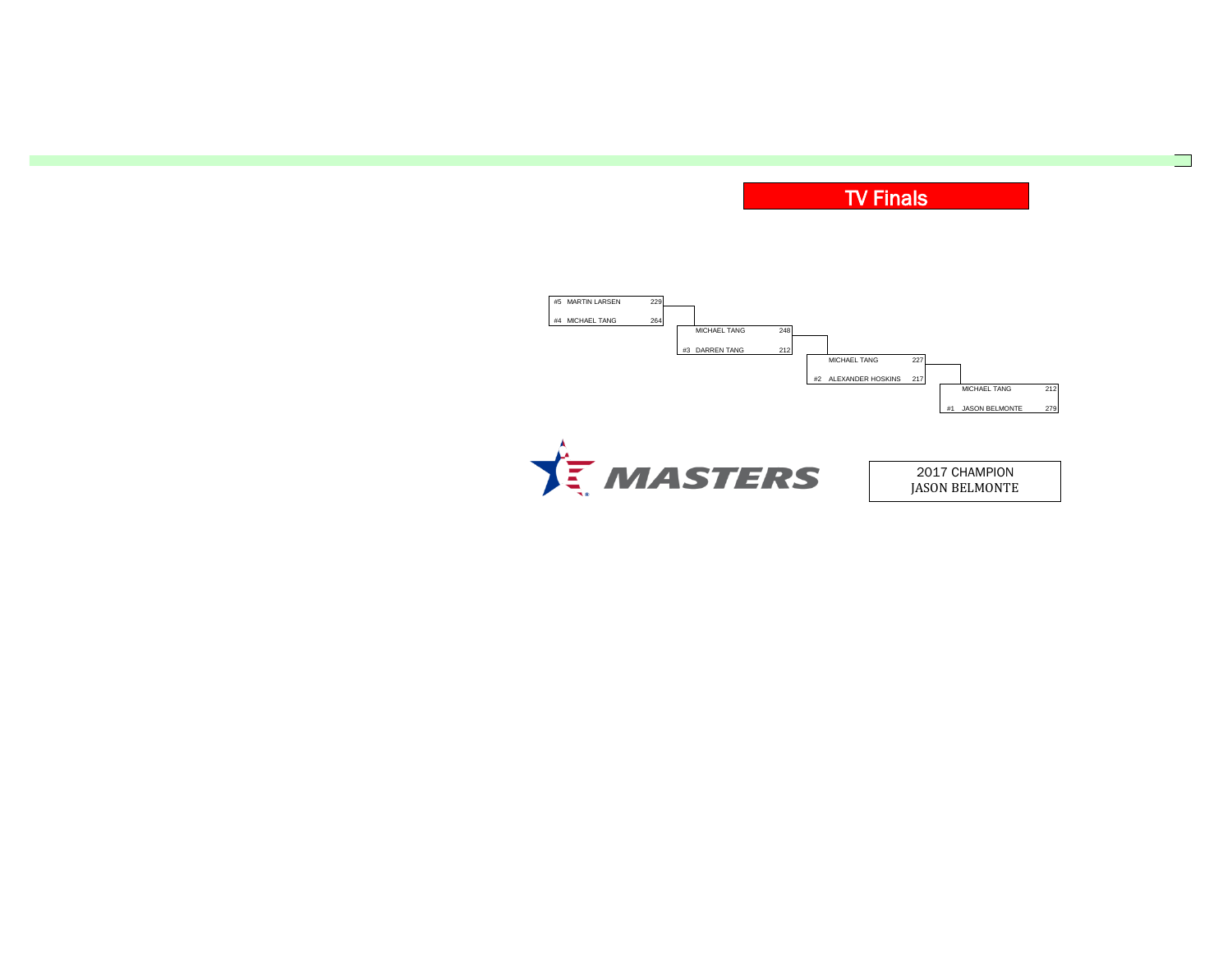# TV Finals

#5 MARTIN LARSEN 229

#4 MICHAEL TANG 264

MICHAEL TANG 248

#3 DARREN TANG 212

MICHAEL TANG 227

#2 ALEXANDER HOSKINS 217

MICHAEL TANG 212

#1 JASON BELMONTE 279

MASTERS

2017 CHAMPION
JASON BELMONTE